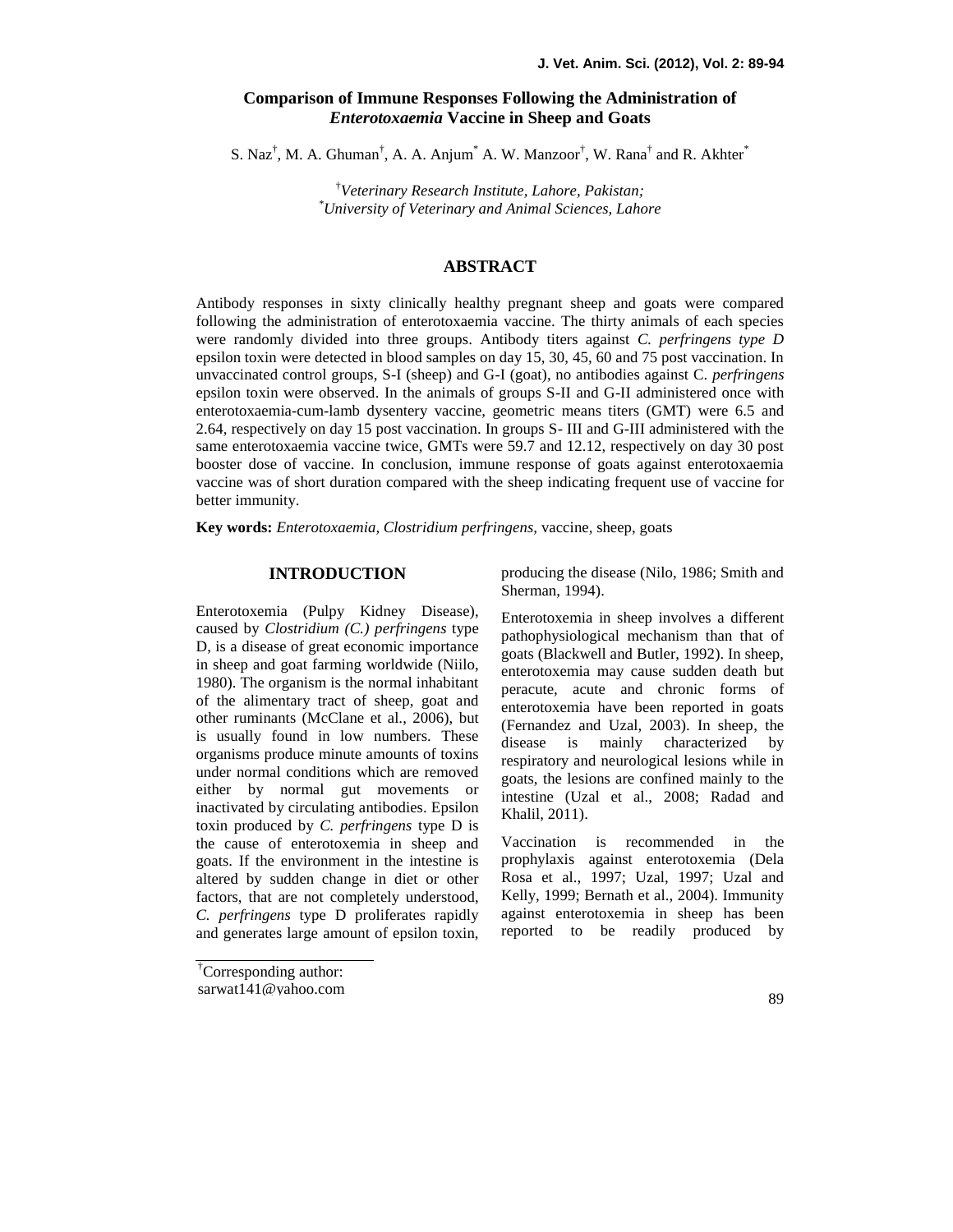# Comparison of Immune Responses Following the Administration of *Enterotoxaemia* Vaccine in Sheep and Goats

S. Naz[†], M. A. Ghuman[†], A. A. Anjum[*] A. W. Manzoor[†], W. Rana[†] and R. Akhter[*]

[†]*Veterinary Research Institute, Lahore, Pakistan;*
[*]*University of Veterinary and Animal Sciences, Lahore*

## ABSTRACT

Antibody responses in sixty clinically healthy pregnant sheep and goats were compared following the administration of enterotoxaemia vaccine. The thirty animals of each species were randomly divided into three groups. Antibody titers against *C. perfringens type D* epsilon toxin were detected in blood samples on day 15, 30, 45, 60 and 75 post vaccination. In unvaccinated control groups, S-I (sheep) and G-I (goat), no antibodies against C. *perfringens* epsilon toxin were observed. In the animals of groups S-II and G-II administered once with enterotoxaemia-cum-lamb dysentery vaccine, geometric means titers (GMT) were 6.5 and 2.64, respectively on day 15 post vaccination. In groups S- III and G-III administered with the same enterotoxaemia vaccine twice, GMTs were 59.7 and 12.12, respectively on day 30 post booster dose of vaccine. In conclusion, immune response of goats against enterotoxaemia vaccine was of short duration compared with the sheep indicating frequent use of vaccine for better immunity.

**Key words:** *Enterotoxaemia, Clostridium perfringens,* vaccine, sheep, goats

## INTRODUCTION

Enterotoxemia (Pulpy Kidney Disease), caused by *Clostridium (C.) perfringens* type D, is a disease of great economic importance in sheep and goat farming worldwide (Niilo, 1980). The organism is the normal inhabitant of the alimentary tract of sheep, goat and other ruminants (McClane et al., 2006), but is usually found in low numbers. These organisms produce minute amounts of toxins under normal conditions which are removed either by normal gut movements or inactivated by circulating antibodies. Epsilon toxin produced by *C. perfringens* type D is the cause of enterotoxemia in sheep and goats. If the environment in the intestine is altered by sudden change in diet or other factors, that are not completely understood, *C. perfringens* type D proliferates rapidly and generates large amount of epsilon toxin, producing the disease (Nilo, 1986; Smith and Sherman, 1994).

Enterotoxemia in sheep involves a different pathophysiological mechanism than that of goats (Blackwell and Butler, 1992). In sheep, enterotoxemia may cause sudden death but peracute, acute and chronic forms of enterotoxemia have been reported in goats (Fernandez and Uzal, 2003). In sheep, the disease is mainly characterized by respiratory and neurological lesions while in goats, the lesions are confined mainly to the intestine (Uzal et al., 2008; Radad and Khalil, 2011).

Vaccination is recommended in the prophylaxis against enterotoxemia (Dela Rosa et al., 1997; Uzal, 1997; Uzal and Kelly, 1999; Bernath et al., 2004). Immunity against enterotoxemia in sheep has been reported to be readily produced by

[†]Corresponding author:
sarwat141@yahoo.com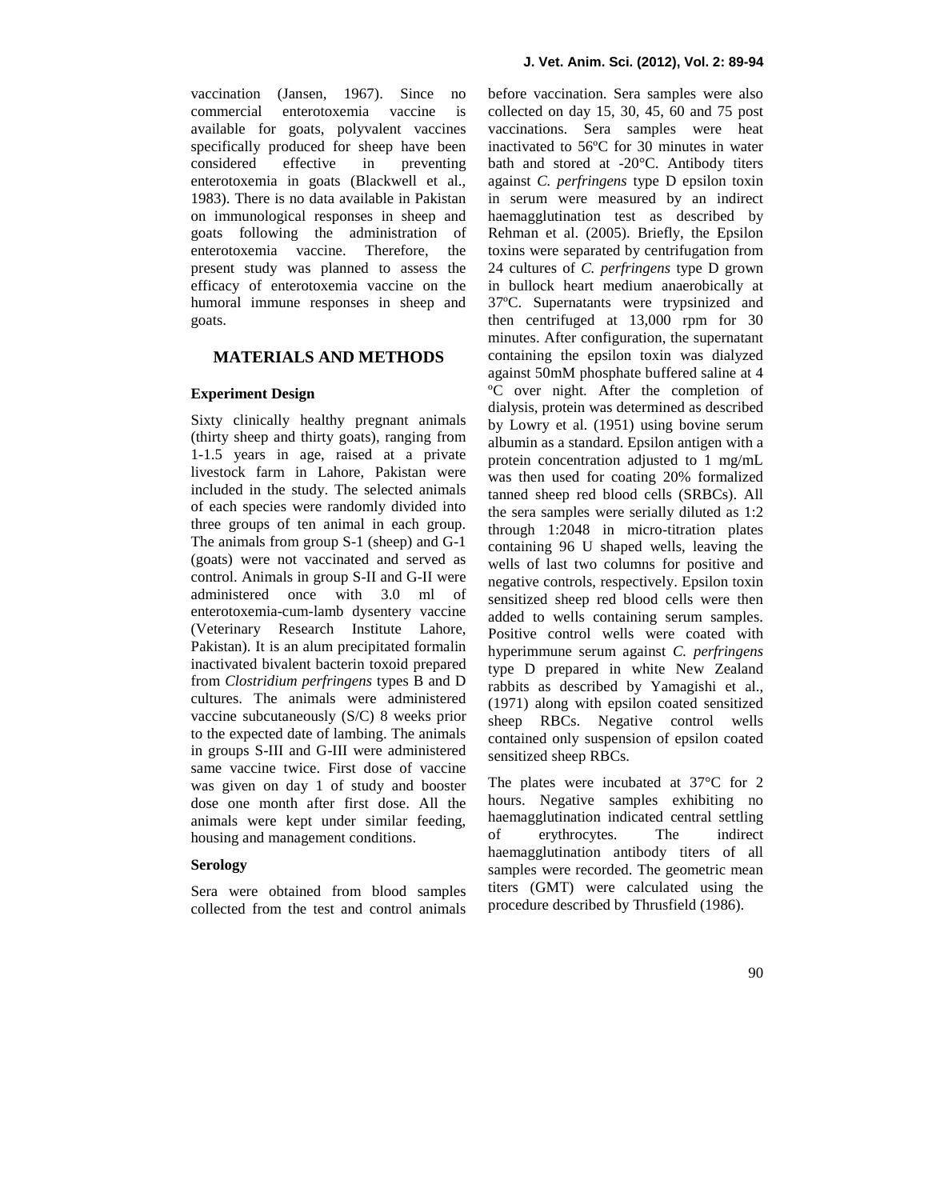vaccination (Jansen, 1967). Since no commercial enterotoxemia vaccine is available for goats, polyvalent vaccines specifically produced for sheep have been considered effective in preventing enterotoxemia in goats (Blackwell et al., 1983). There is no data available in Pakistan on immunological responses in sheep and goats following the administration of enterotoxemia vaccine. Therefore, the present study was planned to assess the efficacy of enterotoxemia vaccine on the humoral immune responses in sheep and goats.

## MATERIALS AND METHODS

### Experiment Design

Sixty clinically healthy pregnant animals (thirty sheep and thirty goats), ranging from 1-1.5 years in age, raised at a private livestock farm in Lahore, Pakistan were included in the study. The selected animals of each species were randomly divided into three groups of ten animal in each group. The animals from group S-1 (sheep) and G-1 (goats) were not vaccinated and served as control. Animals in group S-II and G-II were administered once with 3.0 ml of enterotoxemia-cum-lamb dysentery vaccine (Veterinary Research Institute Lahore, Pakistan). It is an alum precipitated formalin inactivated bivalent bacterin toxoid prepared from *Clostridium perfringens* types B and D cultures. The animals were administered vaccine subcutaneously (S/C) 8 weeks prior to the expected date of lambing. The animals in groups S-III and G-III were administered same vaccine twice. First dose of vaccine was given on day 1 of study and booster dose one month after first dose. All the animals were kept under similar feeding, housing and management conditions.

### Serology

Sera were obtained from blood samples collected from the test and control animals before vaccination. Sera samples were also collected on day 15, 30, 45, 60 and 75 post vaccinations. Sera samples were heat inactivated to 56ºC for 30 minutes in water bath and stored at -20°C. Antibody titers against *C. perfringens* type D epsilon toxin in serum were measured by an indirect haemagglutination test as described by Rehman et al. (2005). Briefly, the Epsilon toxins were separated by centrifugation from 24 cultures of *C. perfringens* type D grown in bullock heart medium anaerobically at 37ºC. Supernatants were trypsinized and then centrifuged at 13,000 rpm for 30 minutes. After configuration, the supernatant containing the epsilon toxin was dialyzed against 50mM phosphate buffered saline at 4 ºC over night. After the completion of dialysis, protein was determined as described by Lowry et al. (1951) using bovine serum albumin as a standard. Epsilon antigen with a protein concentration adjusted to 1 mg/mL was then used for coating 20% formalized tanned sheep red blood cells (SRBCs). All the sera samples were serially diluted as 1:2 through 1:2048 in micro-titration plates containing 96 U shaped wells, leaving the wells of last two columns for positive and negative controls, respectively. Epsilon toxin sensitized sheep red blood cells were then added to wells containing serum samples. Positive control wells were coated with hyperimmune serum against *C. perfringens* type D prepared in white New Zealand rabbits as described by Yamagishi et al., (1971) along with epsilon coated sensitized sheep RBCs. Negative control wells contained only suspension of epsilon coated sensitized sheep RBCs.

The plates were incubated at 37°C for 2 hours. Negative samples exhibiting no haemagglutination indicated central settling of erythrocytes. The indirect haemagglutination antibody titers of all samples were recorded. The geometric mean titers (GMT) were calculated using the procedure described by Thrusfield (1986).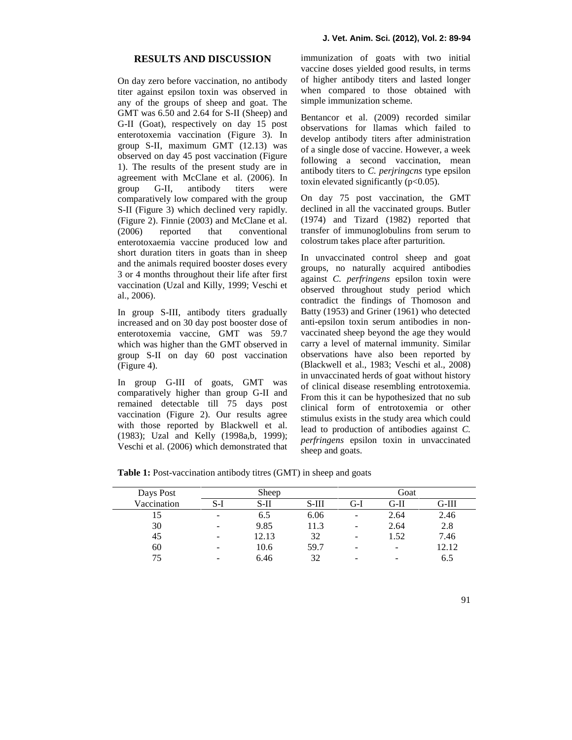## RESULTS AND DISCUSSION

On day zero before vaccination, no antibody titer against epsilon toxin was observed in any of the groups of sheep and goat. The GMT was 6.50 and 2.64 for S-II (Sheep) and G-II (Goat), respectively on day 15 post enterotoxemia vaccination (Figure 3). In group S-II, maximum GMT (12.13) was observed on day 45 post vaccination (Figure 1). The results of the present study are in agreement with McClane et al. (2006). In group G-II, antibody titers were comparatively low compared with the group S-II (Figure 3) which declined very rapidly. (Figure 2). Finnie (2003) and McClane et al. (2006) reported that conventional enterotoxaemia vaccine produced low and short duration titers in goats than in sheep and the animals required booster doses every 3 or 4 months throughout their life after first vaccination (Uzal and Killy, 1999; Veschi et al., 2006).

In group S-III, antibody titers gradually increased and on 30 day post booster dose of enterotoxemia vaccine, GMT was 59.7 which was higher than the GMT observed in group S-II on day 60 post vaccination (Figure 4).

In group G-III of goats, GMT was comparatively higher than group G-II and remained detectable till 75 days post vaccination (Figure 2). Our results agree with those reported by Blackwell et al. (1983); Uzal and Kelly (1998a,b, 1999); Veschi et al. (2006) which demonstrated that immunization of goats with two initial vaccine doses yielded good results, in terms of higher antibody titers and lasted longer when compared to those obtained with simple immunization scheme.

Bentancor et al. (2009) recorded similar observations for llamas which failed to develop antibody titers after administration of a single dose of vaccine. However, a week following a second vaccination, mean antibody titers to *C. perjringcns* type epsilon toxin elevated significantly ($p<0.05$).

On day 75 post vaccination, the GMT declined in all the vaccinated groups. Butler (1974) and Tizard (1982) reported that transfer of immunoglobulins from serum to colostrum takes place after parturition.

In unvaccinated control sheep and goat groups, no naturally acquired antibodies against *C. perfringens* epsilon toxin were observed throughout study period which contradict the findings of Thomoson and Batty (1953) and Griner (1961) who detected anti-epsilon toxin serum antibodies in non-vaccinated sheep beyond the age they would carry a level of maternal immunity. Similar observations have also been reported by (Blackwell et al., 1983; Veschi et al., 2008) in unvaccinated herds of goat without history of clinical disease resembling entrotoxemia. From this it can be hypothesized that no sub clinical form of entrotoxemia or other stimulus exists in the study area which could lead to production of antibodies against *C. perfringens* epsilon toxin in unvaccinated sheep and goats.

**Table 1:** Post-vaccination antibody titres (GMT) in sheep and goats

| Days Post | Sheep | | | Goat | | |
|---|---|---|---|---|---|---|
| Vaccination | S-I | S-II | S-III | G-I | G-II | G-III |
| 15 | - | 6.5 | 6.06 | - | 2.64 | 2.46 |
| 30 | - | 9.85 | 11.3 | - | 2.64 | 2.8 |
| 45 | - | 12.13 | 32 | - | 1.52 | 7.46 |
| 60 | - | 10.6 | 59.7 | - | - | 12.12 |
| 75 | - | 6.46 | 32 | - | - | 6.5 |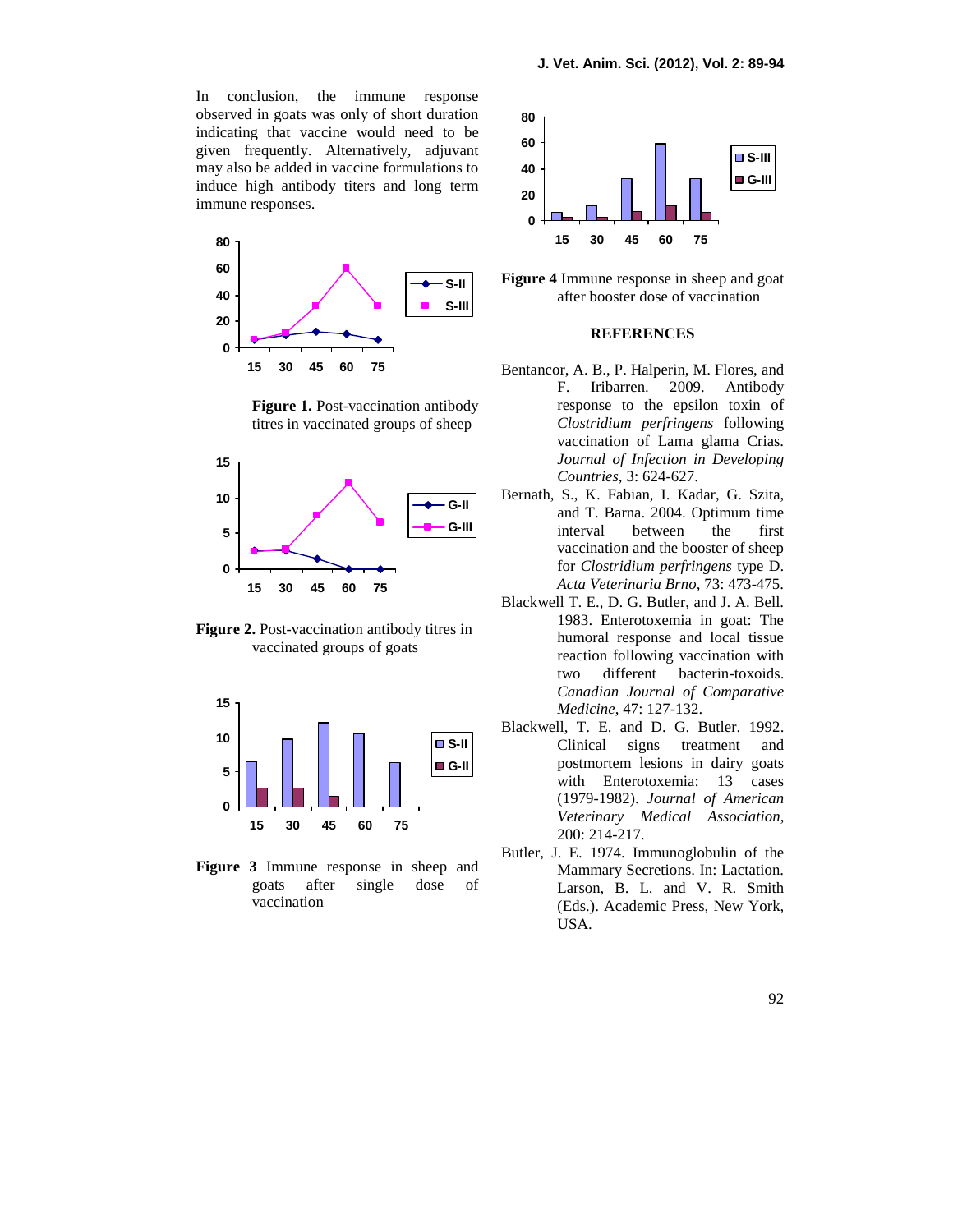In conclusion, the immune response observed in goats was only of short duration indicating that vaccine would need to be given frequently. Alternatively, adjuvant may also be added in vaccine formulations to induce high antibody titers and long term immune responses.

**Figure 1.** Post-vaccination antibody titres in vaccinated groups of sheep

**Figure 2.** Post-vaccination antibody titres in vaccinated groups of goats

**Figure 3** Immune response in sheep and goats after single dose of vaccination

**Figure 4** Immune response in sheep and goat after booster dose of vaccination

## REFERENCES

Bentancor, A. B., P. Halperin, M. Flores, and F. Iribarren. 2009. Antibody response to the epsilon toxin of *Clostridium perfringens* following vaccination of Lama glama Crias. *Journal of Infection in Developing Countries*, 3: 624-627.

Bernath, S., K. Fabian, I. Kadar, G. Szita, and T. Barna. 2004. Optimum time interval between the first vaccination and the booster of sheep for *Clostridium perfringens* type D. *Acta Veterinaria Brno*, 73: 473-475.

Blackwell T. E., D. G. Butler, and J. A. Bell. 1983. Enterotoxemia in goat: The humoral response and local tissue reaction following vaccination with two different bacterin-toxoids. *Canadian Journal of Comparative Medicine*, 47: 127-132.

Blackwell, T. E. and D. G. Butler. 1992. Clinical signs treatment and postmortem lesions in dairy goats with Enterotoxemia: 13 cases (1979-1982). *Journal of American Veterinary Medical Association*, 200: 214-217.

Butler, J. E. 1974. Immunoglobulin of the Mammary Secretions. In: Lactation. Larson, B. L. and V. R. Smith (Eds.). Academic Press, New York, USA.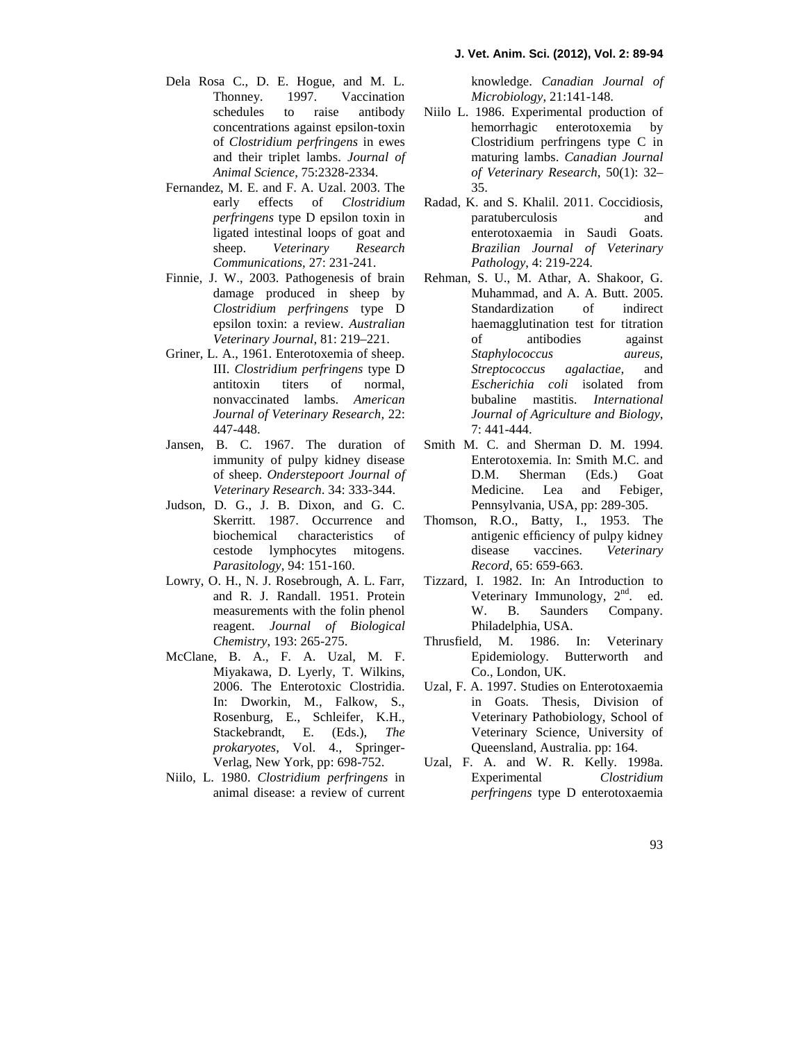Dela Rosa C., D. E. Hogue, and M. L. Thonney. 1997. Vaccination schedules to raise antibody concentrations against epsilon-toxin of *Clostridium perfringens* in ewes and their triplet lambs. *Journal of Animal Science*, 75:2328-2334.

Fernandez, M. E. and F. A. Uzal. 2003. The early effects of *Clostridium perfringens* type D epsilon toxin in ligated intestinal loops of goat and sheep. *Veterinary Research Communications*, 27: 231-241.

Finnie, J. W., 2003. Pathogenesis of brain damage produced in sheep by *Clostridium perfringens* type D epsilon toxin: a review. *Australian Veterinary Journal*, 81: 219–221.

Griner, L. A., 1961. Enterotoxemia of sheep. III. *Clostridium perfringens* type D antitoxin titers of normal, nonvaccinated lambs. *American Journal of Veterinary Research*, 22: 447-448.

Jansen, B. C. 1967. The duration of immunity of pulpy kidney disease of sheep. *Onderstepoort Journal of Veterinary Research*. 34: 333-344.

Judson, D. G., J. B. Dixon, and G. C. Skerritt. 1987. Occurrence and biochemical characteristics of cestode lymphocytes mitogens. *Parasitology*, 94: 151-160.

Lowry, O. H., N. J. Rosebrough, A. L. Farr, and R. J. Randall. 1951. Protein measurements with the folin phenol reagent. *Journal of Biological Chemistry*, 193: 265-275.

McClane, B. A., F. A. Uzal, M. F. Miyakawa, D. Lyerly, T. Wilkins, 2006. The Enterotoxic Clostridia. In: Dworkin, M., Falkow, S., Rosenburg, E., Schleifer, K.H., Stackebrandt, E. (Eds.), *The prokaryotes*, Vol. 4., Springer-Verlag, New York, pp: 698-752.

Niilo, L. 1980. *Clostridium perfringens* in animal disease: a review of current knowledge. *Canadian Journal of Microbiology*, 21:141-148.

Niilo L. 1986. Experimental production of hemorrhagic enterotoxemia by Clostridium perfringens type C in maturing lambs. *Canadian Journal of Veterinary Research*, 50(1): 32–35.

Radad, K. and S. Khalil. 2011. Coccidiosis, paratuberculosis and enterotoxaemia in Saudi Goats. *Brazilian Journal of Veterinary Pathology*, 4: 219-224.

Rehman, S. U., M. Athar, A. Shakoor, G. Muhammad, and A. A. Butt. 2005. Standardization of indirect haemagglutination test for titration of antibodies against *Staphylococcus aureus*, *Streptococcus agalactiae*, and *Escherichia coli* isolated from bubaline mastitis. *International Journal of Agriculture and Biology*, 7: 441-444.

Smith M. C. and Sherman D. M. 1994. Enterotoxemia. In: Smith M.C. and D.M. Sherman (Eds.) Goat Medicine. Lea and Febiger, Pennsylvania, USA, pp: 289-305.

Thomson, R.O., Batty, I., 1953. The antigenic efficiency of pulpy kidney disease vaccines. *Veterinary Record*, 65: 659-663.

Tizzard, I. 1982. In: An Introduction to Veterinary Immunology, 2nd. ed. W. B. Saunders Company. Philadelphia, USA.

Thrusfield, M. 1986. In: Veterinary Epidemiology. Butterworth and Co., London, UK.

Uzal, F. A. 1997. Studies on Enterotoxaemia in Goats. Thesis, Division of Veterinary Pathobiology, School of Veterinary Science, University of Queensland, Australia. pp: 164.

Uzal, F. A. and W. R. Kelly. 1998a. Experimental *Clostridium perfringens* type D enterotoxaemia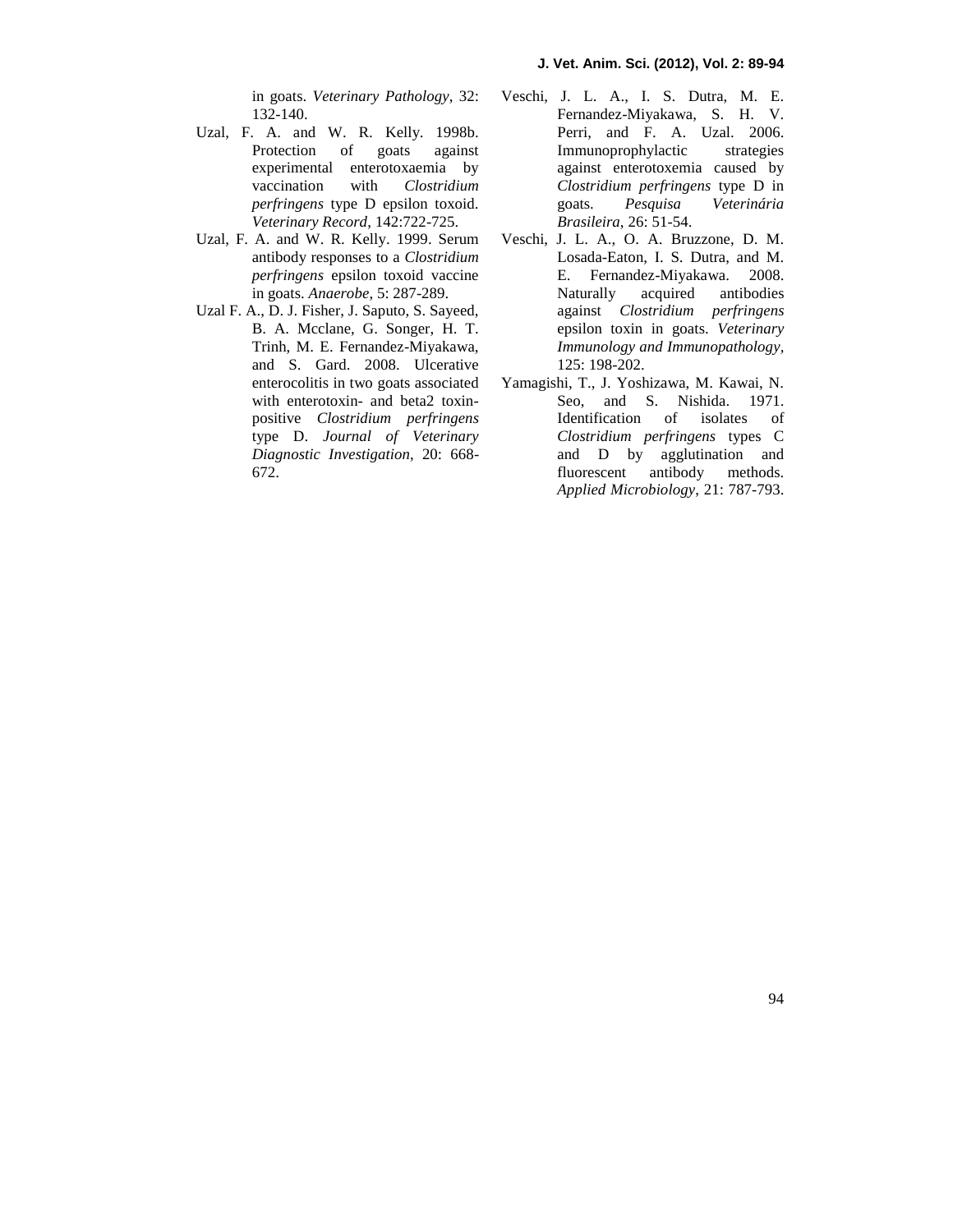in goats. *Veterinary Pathology*, 32: 132-140.

Uzal, F. A. and W. R. Kelly. 1998b. Protection of goats against experimental enterotoxaemia by vaccination with *Clostridium perfringens* type D epsilon toxoid. *Veterinary Record*, 142:722-725.

Uzal, F. A. and W. R. Kelly. 1999. Serum antibody responses to a *Clostridium perfringens* epsilon toxoid vaccine in goats. *Anaerobe*, 5: 287-289.

Uzal F. A., D. J. Fisher, J. Saputo, S. Sayeed, B. A. Mcclane, G. Songer, H. T. Trinh, M. E. Fernandez-Miyakawa, and S. Gard. 2008. Ulcerative enterocolitis in two goats associated with enterotoxin- and beta2 toxin-positive *Clostridium perfringens* type D. *Journal of Veterinary Diagnostic Investigation*, 20: 668-672.

Veschi, J. L. A., I. S. Dutra, M. E. Fernandez-Miyakawa, S. H. V. Perri, and F. A. Uzal. 2006. Immunoprophylactic strategies against enterotoxemia caused by *Clostridium perfringens* type D in goats. *Pesquisa Veterinária Brasileira*, 26: 51-54.

Veschi, J. L. A., O. A. Bruzzone, D. M. Losada-Eaton, I. S. Dutra, and M. E. Fernandez-Miyakawa. 2008. Naturally acquired antibodies against *Clostridium perfringens* epsilon toxin in goats. *Veterinary Immunology and Immunopathology*, 125: 198-202.

Yamagishi, T., J. Yoshizawa, M. Kawai, N. Seo, and S. Nishida. 1971. Identification of isolates of *Clostridium perfringens* types C and D by agglutination and fluorescent antibody methods. *Applied Microbiology*, 21: 787-793.